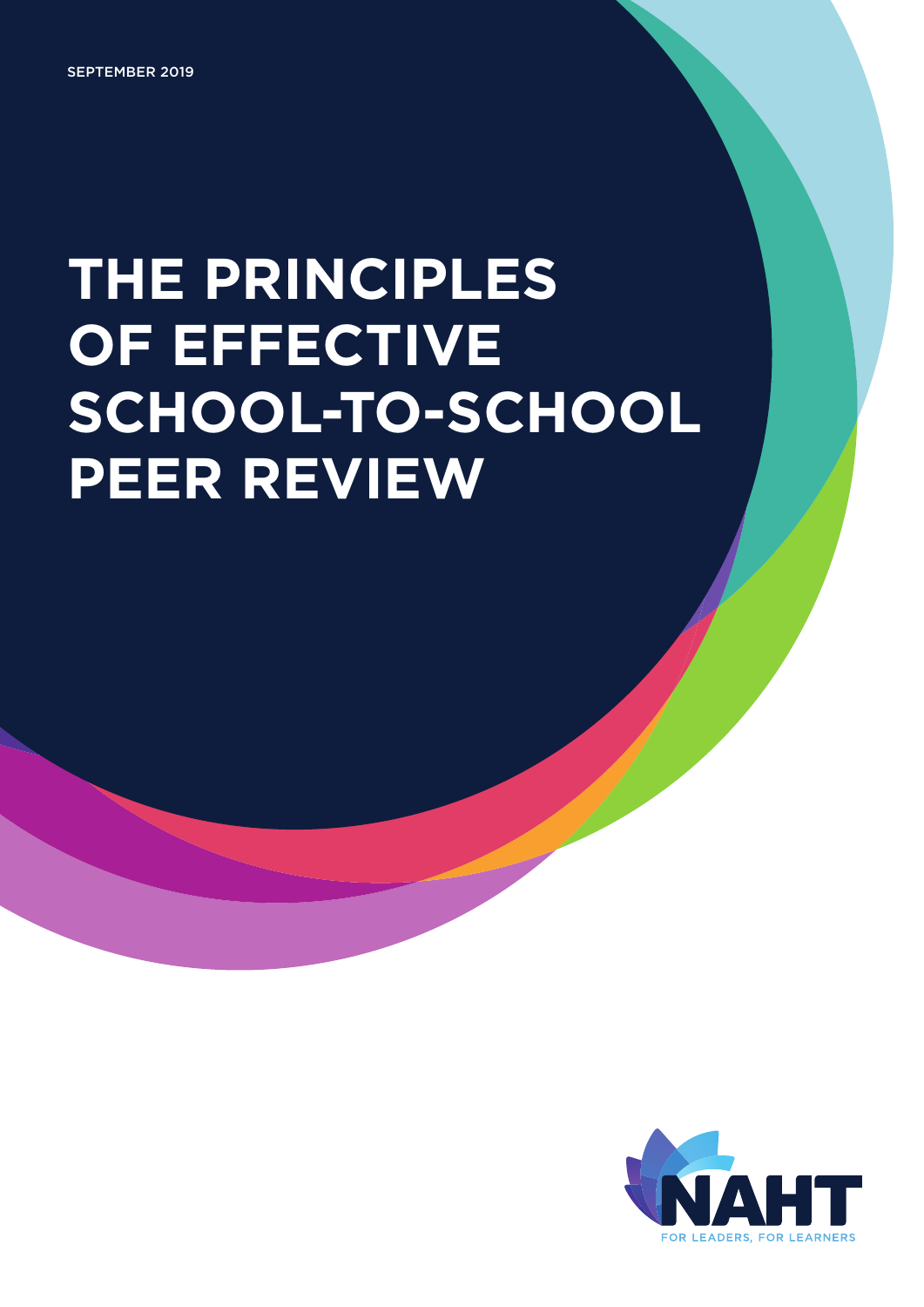SEPTEMBER 2019

# THE PRINCIPLES OF EFFECTIVE SCHOOL-TO-SCHOOL PEER REVIEW

NAHT

FOR LEADERS, FOR LEARNERS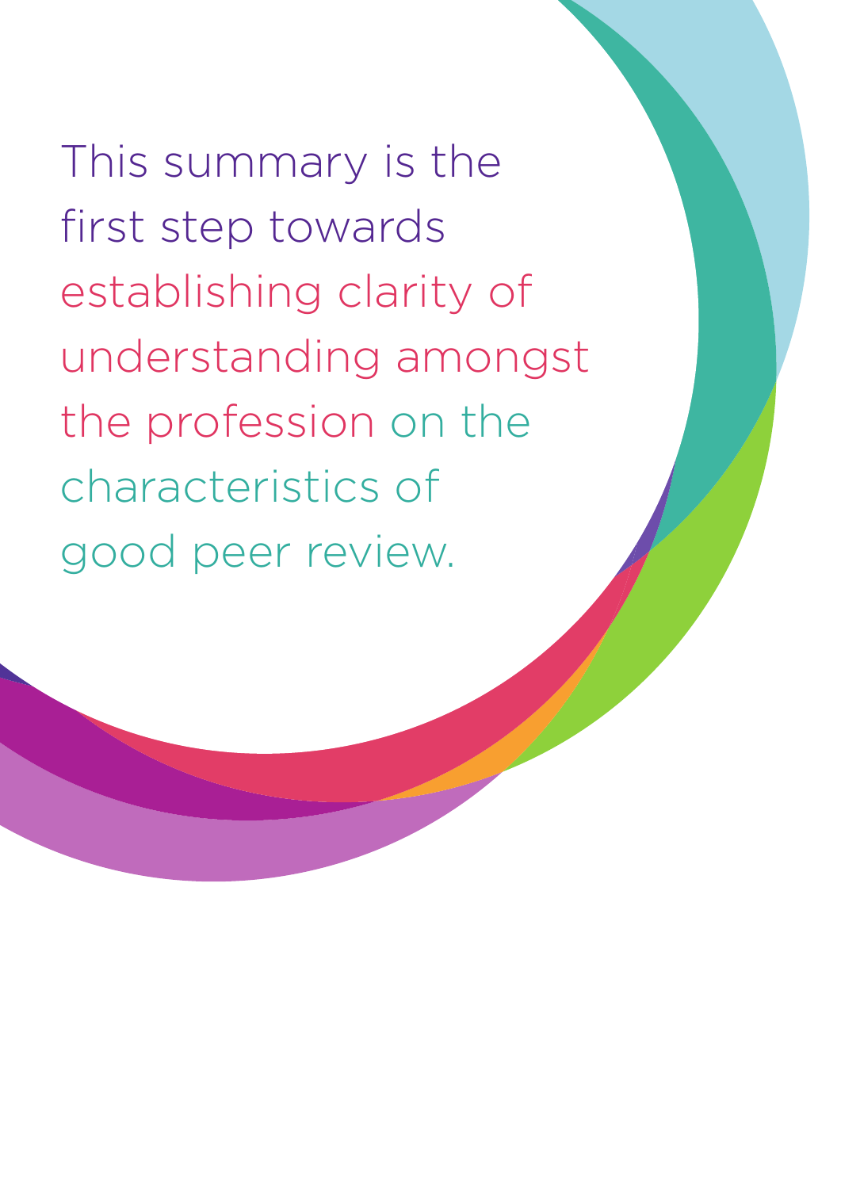This summary is the first step towards establishing clarity of understanding amongst the profession on the characteristics of good peer review.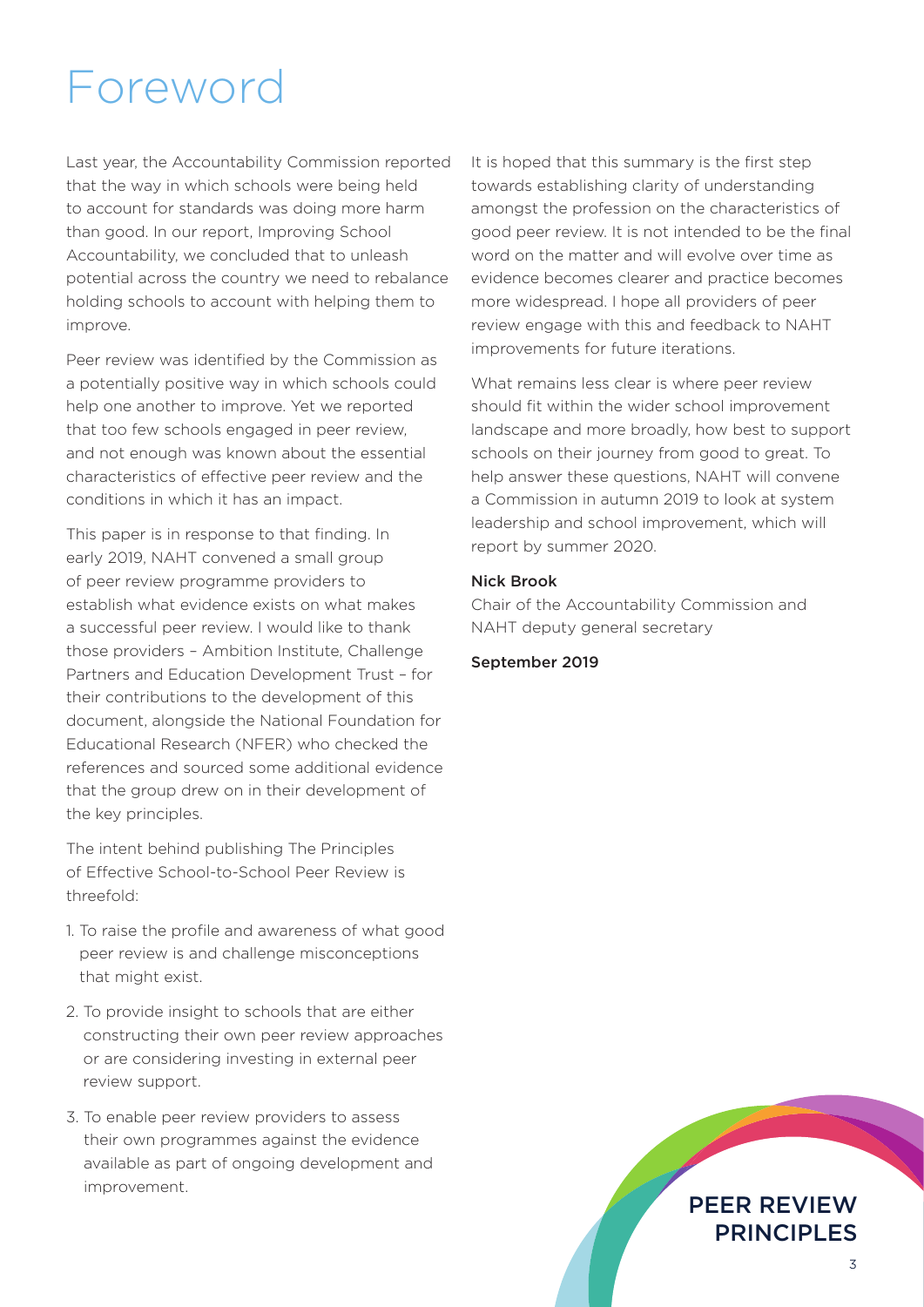# Foreword

Last year, the Accountability Commission reported that the way in which schools were being held to account for standards was doing more harm than good. In our report, Improving School Accountability, we concluded that to unleash potential across the country we need to rebalance holding schools to account with helping them to improve.

Peer review was identified by the Commission as a potentially positive way in which schools could help one another to improve. Yet we reported that too few schools engaged in peer review, and not enough was known about the essential characteristics of effective peer review and the conditions in which it has an impact.

This paper is in response to that finding. In early 2019, NAHT convened a small group of peer review programme providers to establish what evidence exists on what makes a successful peer review. I would like to thank those providers – Ambition Institute, Challenge Partners and Education Development Trust – for their contributions to the development of this document, alongside the National Foundation for Educational Research (NFER) who checked the references and sourced some additional evidence that the group drew on in their development of the key principles.

The intent behind publishing The Principles of Effective School-to-School Peer Review is threefold:

1. To raise the profile and awareness of what good peer review is and challenge misconceptions that might exist.
2. To provide insight to schools that are either constructing their own peer review approaches or are considering investing in external peer review support.
3. To enable peer review providers to assess their own programmes against the evidence available as part of ongoing development and improvement.

It is hoped that this summary is the first step towards establishing clarity of understanding amongst the profession on the characteristics of good peer review. It is not intended to be the final word on the matter and will evolve over time as evidence becomes clearer and practice becomes more widespread. I hope all providers of peer review engage with this and feedback to NAHT improvements for future iterations.

What remains less clear is where peer review should fit within the wider school improvement landscape and more broadly, how best to support schools on their journey from good to great. To help answer these questions, NAHT will convene a Commission in autumn 2019 to look at system leadership and school improvement, which will report by summer 2020.

**Nick Brook**
Chair of the Accountability Commission and NAHT deputy general secretary

**September 2019**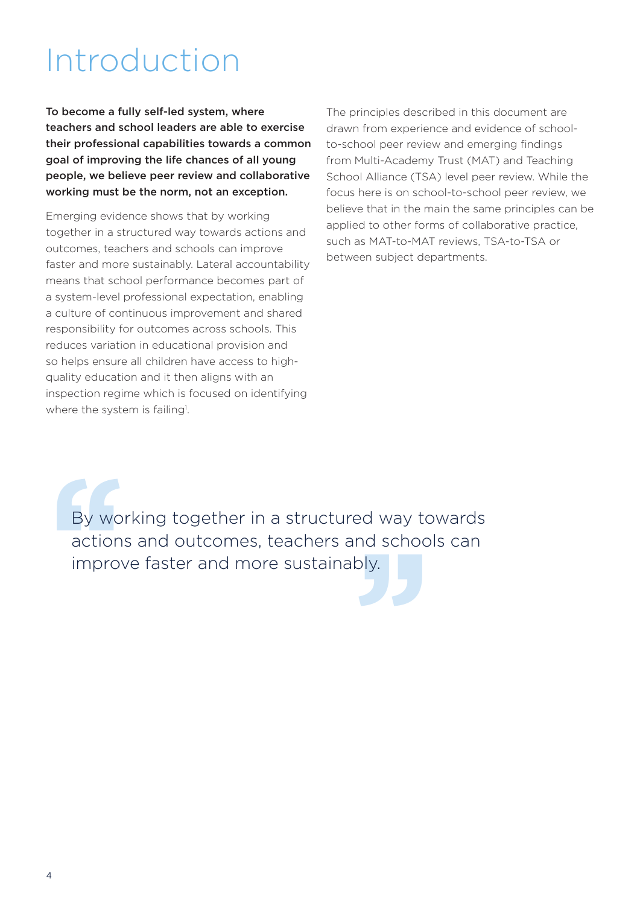# Introduction

**To become a fully self-led system, where teachers and school leaders are able to exercise their professional capabilities towards a common goal of improving the life chances of all young people, we believe peer review and collaborative working must be the norm, not an exception.**

Emerging evidence shows that by working together in a structured way towards actions and outcomes, teachers and schools can improve faster and more sustainably. Lateral accountability means that school performance becomes part of a system-level professional expectation, enabling a culture of continuous improvement and shared responsibility for outcomes across schools. This reduces variation in educational provision and so helps ensure all children have access to high-quality education and it then aligns with an inspection regime which is focused on identifying where the system is failing[i].

The principles described in this document are drawn from experience and evidence of school-to-school peer review and emerging findings from Multi-Academy Trust (MAT) and Teaching School Alliance (TSA) level peer review. While the focus here is on school-to-school peer review, we believe that in the main the same principles can be applied to other forms of collaborative practice, such as MAT-to-MAT reviews, TSA-to-TSA or between subject departments.

> "By working together in a structured way towards actions and outcomes, teachers and schools can improve faster and more sustainably."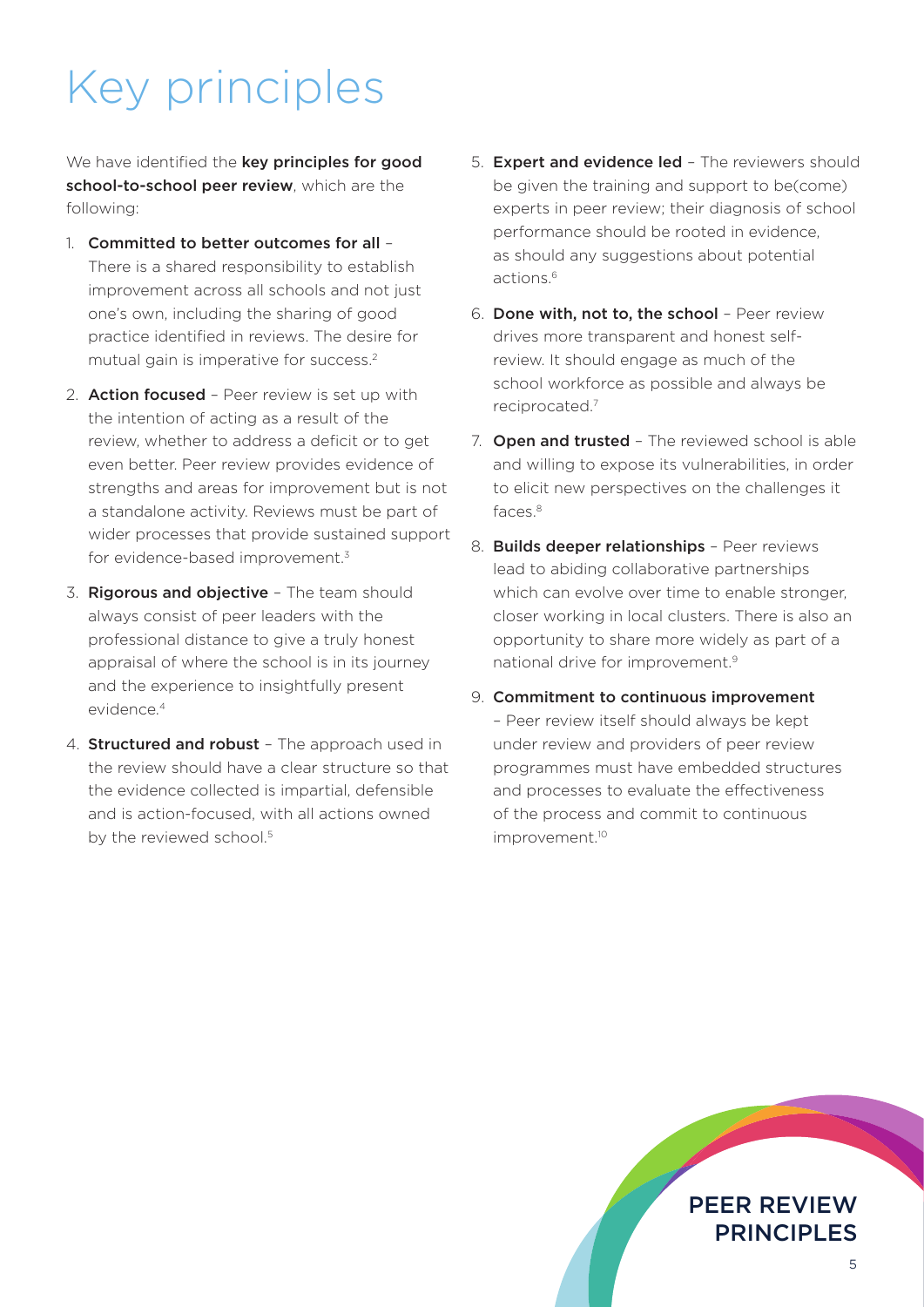# Key principles

We have identified the **key principles for good school-to-school peer review**, which are the following:

1. **Committed to better outcomes for all** – There is a shared responsibility to establish improvement across all schools and not just one's own, including the sharing of good practice identified in reviews. The desire for mutual gain is imperative for success.[2]

2. **Action focused** – Peer review is set up with the intention of acting as a result of the review, whether to address a deficit or to get even better. Peer review provides evidence of strengths and areas for improvement but is not a standalone activity. Reviews must be part of wider processes that provide sustained support for evidence-based improvement.[3]

3. **Rigorous and objective** – The team should always consist of peer leaders with the professional distance to give a truly honest appraisal of where the school is in its journey and the experience to insightfully present evidence.[4]

4. **Structured and robust** – The approach used in the review should have a clear structure so that the evidence collected is impartial, defensible and is action-focused, with all actions owned by the reviewed school.[5]

5. **Expert and evidence led** – The reviewers should be given the training and support to be(come) experts in peer review; their diagnosis of school performance should be rooted in evidence, as should any suggestions about potential actions.[6]

6. **Done with, not to, the school** – Peer review drives more transparent and honest self-review. It should engage as much of the school workforce as possible and always be reciprocated.[7]

7. **Open and trusted** – The reviewed school is able and willing to expose its vulnerabilities, in order to elicit new perspectives on the challenges it faces.[8]

8. **Builds deeper relationships** – Peer reviews lead to abiding collaborative partnerships which can evolve over time to enable stronger, closer working in local clusters. There is also an opportunity to share more widely as part of a national drive for improvement.[9]

9. **Commitment to continuous improvement** – Peer review itself should always be kept under review and providers of peer review programmes must have embedded structures and processes to evaluate the effectiveness of the process and commit to continuous improvement.[10]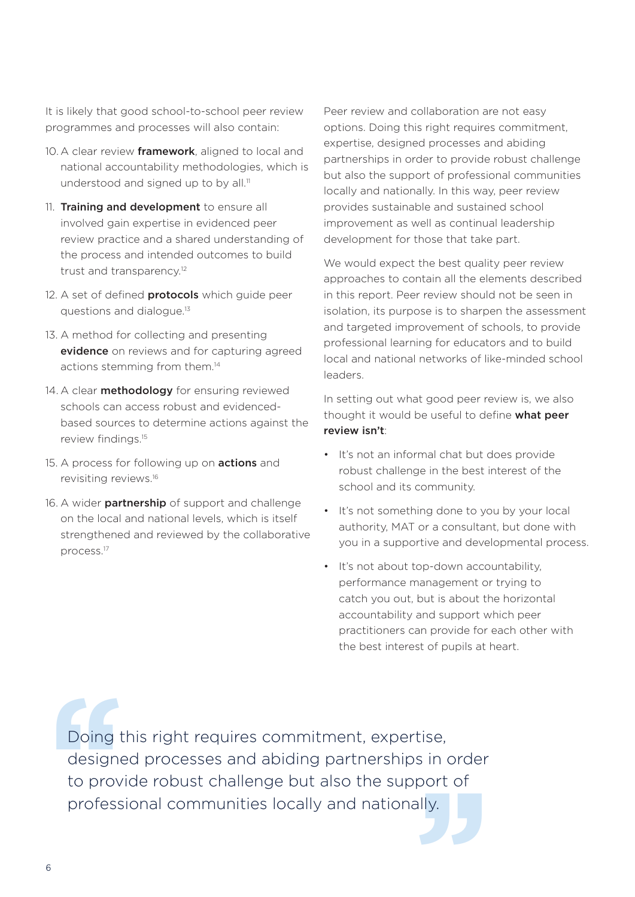It is likely that good school-to-school peer review programmes and processes will also contain:

10. A clear review **framework**, aligned to local and national accountability methodologies, which is understood and signed up to by all.[11]
11. **Training and development** to ensure all involved gain expertise in evidenced peer review practice and a shared understanding of the process and intended outcomes to build trust and transparency.[12]
12. A set of defined **protocols** which guide peer questions and dialogue.[13]
13. A method for collecting and presenting **evidence** on reviews and for capturing agreed actions stemming from them.[14]
14. A clear **methodology** for ensuring reviewed schools can access robust and evidenced-based sources to determine actions against the review findings.[15]
15. A process for following up on **actions** and revisiting reviews.[16]
16. A wider **partnership** of support and challenge on the local and national levels, which is itself strengthened and reviewed by the collaborative process.[17]

Peer review and collaboration are not easy options. Doing this right requires commitment, expertise, designed processes and abiding partnerships in order to provide robust challenge but also the support of professional communities locally and nationally. In this way, peer review provides sustainable and sustained school improvement as well as continual leadership development for those that take part.

We would expect the best quality peer review approaches to contain all the elements described in this report. Peer review should not be seen in isolation, its purpose is to sharpen the assessment and targeted improvement of schools, to provide professional learning for educators and to build local and national networks of like-minded school leaders.

In setting out what good peer review is, we also thought it would be useful to define **what peer review isn't**:

- It's not an informal chat but does provide robust challenge in the best interest of the school and its community.
- It's not something done to you by your local authority, MAT or a consultant, but done with you in a supportive and developmental process.
- It's not about top-down accountability, performance management or trying to catch you out, but is about the horizontal accountability and support which peer practitioners can provide for each other with the best interest of pupils at heart.

> Doing this right requires commitment, expertise, designed processes and abiding partnerships in order to provide robust challenge but also the support of professional communities locally and nationally.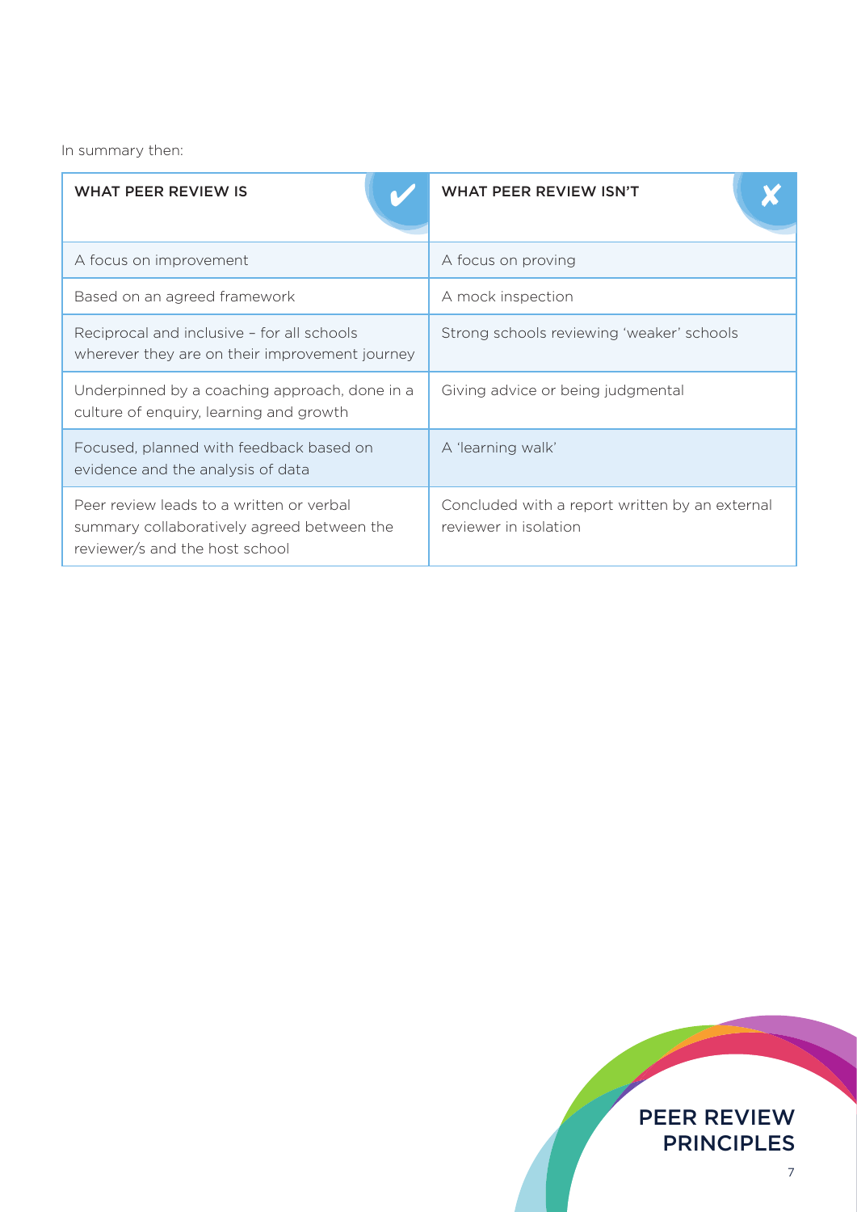In summary then:

| WHAT PEER REVIEW IS ✔ | WHAT PEER REVIEW ISN'T ✘ |
| --- | --- |
| A focus on improvement | A focus on proving |
| Based on an agreed framework | A mock inspection |
| Reciprocal and inclusive – for all schools wherever they are on their improvement journey | Strong schools reviewing 'weaker' schools |
| Underpinned by a coaching approach, done in a culture of enquiry, learning and growth | Giving advice or being judgmental |
| Focused, planned with feedback based on evidence and the analysis of data | A 'learning walk' |
| Peer review leads to a written or verbal summary collaboratively agreed between the reviewer/s and the host school | Concluded with a report written by an external reviewer in isolation |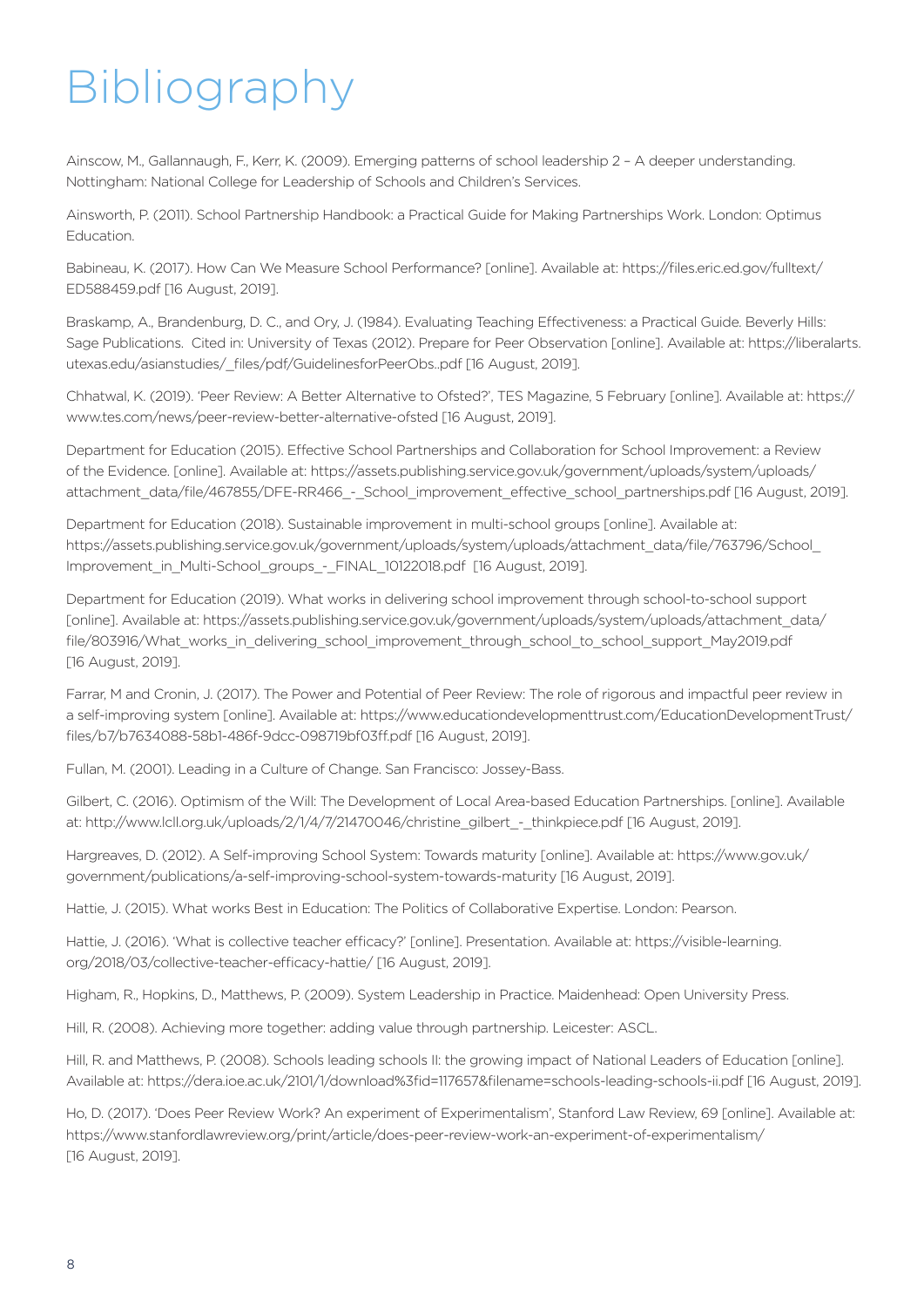# Bibliography

Ainscow, M., Gallannaugh, F., Kerr, K. (2009). Emerging patterns of school leadership 2 – A deeper understanding. Nottingham: National College for Leadership of Schools and Children's Services.

Ainsworth, P. (2011). School Partnership Handbook: a Practical Guide for Making Partnerships Work. London: Optimus Education.

Babineau, K. (2017). How Can We Measure School Performance? [online]. Available at: https://files.eric.ed.gov/fulltext/ED588459.pdf [16 August, 2019].

Braskamp, A., Brandenburg, D. C., and Ory, J. (1984). Evaluating Teaching Effectiveness: a Practical Guide. Beverly Hills: Sage Publications. Cited in: University of Texas (2012). Prepare for Peer Observation [online]. Available at: https://liberalarts.utexas.edu/asianstudies/_files/pdf/GuidelinesforPeerObs..pdf [16 August, 2019].

Chhatwal, K. (2019). 'Peer Review: A Better Alternative to Ofsted?', TES Magazine, 5 February [online]. Available at: https://www.tes.com/news/peer-review-better-alternative-ofsted [16 August, 2019].

Department for Education (2015). Effective School Partnerships and Collaboration for School Improvement: a Review of the Evidence. [online]. Available at: https://assets.publishing.service.gov.uk/government/uploads/system/uploads/attachment_data/file/467855/DFE-RR466_-_School_improvement_effective_school_partnerships.pdf [16 August, 2019].

Department for Education (2018). Sustainable improvement in multi-school groups [online]. Available at: https://assets.publishing.service.gov.uk/government/uploads/system/uploads/attachment_data/file/763796/School_Improvement_in_Multi-School_groups_-_FINAL_10122018.pdf [16 August, 2019].

Department for Education (2019). What works in delivering school improvement through school-to-school support [online]. Available at: https://assets.publishing.service.gov.uk/government/uploads/system/uploads/attachment_data/file/803916/What_works_in_delivering_school_improvement_through_school_to_school_support_May2019.pdf [16 August, 2019].

Farrar, M and Cronin, J. (2017). The Power and Potential of Peer Review: The role of rigorous and impactful peer review in a self-improving system [online]. Available at: https://www.educationdevelopmenttrust.com/EducationDevelopmentTrust/files/b7/b7634088-58b1-486f-9dcc-098719bf03ff.pdf [16 August, 2019].

Fullan, M. (2001). Leading in a Culture of Change. San Francisco: Jossey-Bass.

Gilbert, C. (2016). Optimism of the Will: The Development of Local Area-based Education Partnerships. [online]. Available at: http://www.lcll.org.uk/uploads/2/1/4/7/21470046/christine_gilbert_-_thinkpiece.pdf [16 August, 2019].

Hargreaves, D. (2012). A Self-improving School System: Towards maturity [online]. Available at: https://www.gov.uk/government/publications/a-self-improving-school-system-towards-maturity [16 August, 2019].

Hattie, J. (2015). What works Best in Education: The Politics of Collaborative Expertise. London: Pearson.

Hattie, J. (2016). 'What is collective teacher efficacy?' [online]. Presentation. Available at: https://visible-learning.org/2018/03/collective-teacher-efficacy-hattie/ [16 August, 2019].

Higham, R., Hopkins, D., Matthews, P. (2009). System Leadership in Practice. Maidenhead: Open University Press.

Hill, R. (2008). Achieving more together: adding value through partnership. Leicester: ASCL.

Hill, R. and Matthews, P. (2008). Schools leading schools II: the growing impact of National Leaders of Education [online]. Available at: https://dera.ioe.ac.uk/2101/1/download%3fid=117657&filename=schools-leading-schools-ii.pdf [16 August, 2019].

Ho, D. (2017). 'Does Peer Review Work? An experiment of Experimentalism', Stanford Law Review, 69 [online]. Available at: https://www.stanfordlawreview.org/print/article/does-peer-review-work-an-experiment-of-experimentalism/ [16 August, 2019].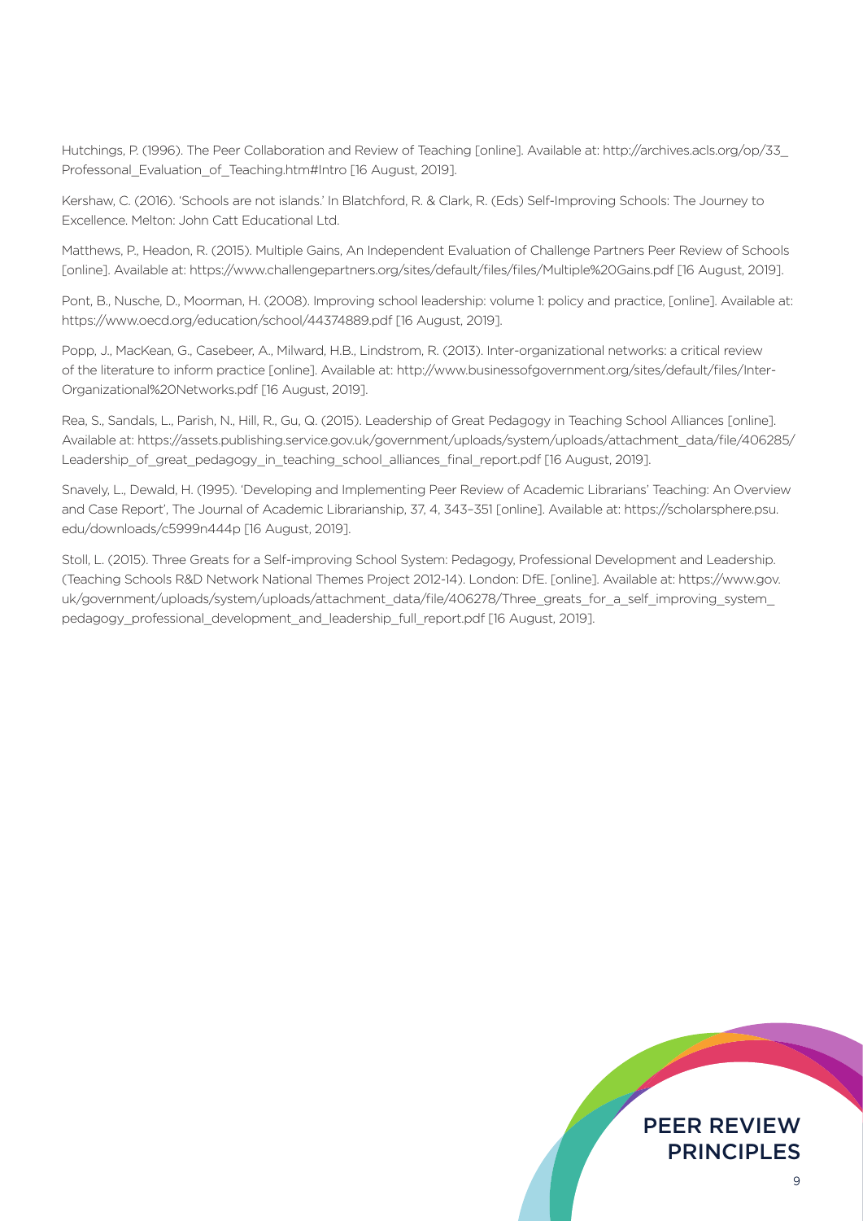Hutchings, P. (1996). The Peer Collaboration and Review of Teaching [online]. Available at: http://archives.acls.org/op/33_Professonal_Evaluation_of_Teaching.htm#Intro [16 August, 2019].

Kershaw, C. (2016). 'Schools are not islands.' In Blatchford, R. & Clark, R. (Eds) Self-Improving Schools: The Journey to Excellence. Melton: John Catt Educational Ltd.

Matthews, P., Headon, R. (2015). Multiple Gains, An Independent Evaluation of Challenge Partners Peer Review of Schools [online]. Available at: https://www.challengepartners.org/sites/default/files/files/Multiple%20Gains.pdf [16 August, 2019].

Pont, B., Nusche, D., Moorman, H. (2008). Improving school leadership: volume 1: policy and practice, [online]. Available at: https://www.oecd.org/education/school/44374889.pdf [16 August, 2019].

Popp, J., MacKean, G., Casebeer, A., Milward, H.B., Lindstrom, R. (2013). Inter-organizational networks: a critical review of the literature to inform practice [online]. Available at: http://www.businessofgovernment.org/sites/default/files/Inter-Organizational%20Networks.pdf [16 August, 2019].

Rea, S., Sandals, L., Parish, N., Hill, R., Gu, Q. (2015). Leadership of Great Pedagogy in Teaching School Alliances [online]. Available at: https://assets.publishing.service.gov.uk/government/uploads/system/uploads/attachment_data/file/406285/Leadership_of_great_pedagogy_in_teaching_school_alliances_final_report.pdf [16 August, 2019].

Snavely, L., Dewald, H. (1995). 'Developing and Implementing Peer Review of Academic Librarians' Teaching: An Overview and Case Report', The Journal of Academic Librarianship, 37, 4, 343–351 [online]. Available at: https://scholarsphere.psu.edu/downloads/c5999n444p [16 August, 2019].

Stoll, L. (2015). Three Greats for a Self-improving School System: Pedagogy, Professional Development and Leadership. (Teaching Schools R&D Network National Themes Project 2012-14). London: DfE. [online]. Available at: https://www.gov.uk/government/uploads/system/uploads/attachment_data/file/406278/Three_greats_for_a_self_improving_system_pedagogy_professional_development_and_leadership_full_report.pdf [16 August, 2019].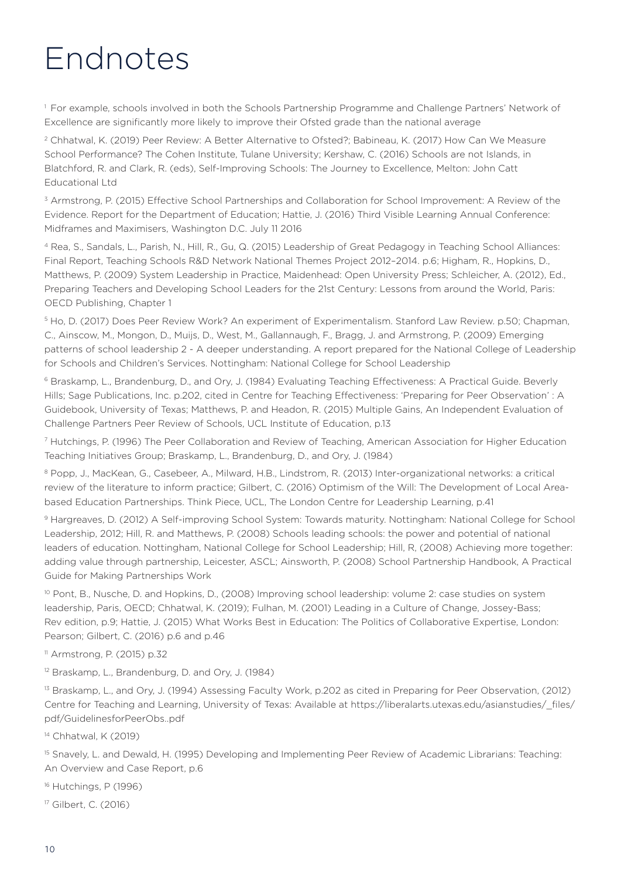# Endnotes

[1] For example, schools involved in both the Schools Partnership Programme and Challenge Partners' Network of Excellence are significantly more likely to improve their Ofsted grade than the national average

[2] Chhatwal, K. (2019) Peer Review: A Better Alternative to Ofsted?; Babineau, K. (2017) How Can We Measure School Performance? The Cohen Institute, Tulane University; Kershaw, C. (2016) Schools are not Islands, in Blatchford, R. and Clark, R. (eds), Self-Improving Schools: The Journey to Excellence, Melton: John Catt Educational Ltd

[3] Armstrong, P. (2015) Effective School Partnerships and Collaboration for School Improvement: A Review of the Evidence. Report for the Department of Education; Hattie, J. (2016) Third Visible Learning Annual Conference: Midframes and Maximisers, Washington D.C. July 11 2016

[4] Rea, S., Sandals, L., Parish, N., Hill, R., Gu, Q. (2015) Leadership of Great Pedagogy in Teaching School Alliances: Final Report, Teaching Schools R&D Network National Themes Project 2012–2014. p.6; Higham, R., Hopkins, D., Matthews, P. (2009) System Leadership in Practice, Maidenhead: Open University Press; Schleicher, A. (2012), Ed., Preparing Teachers and Developing School Leaders for the 21st Century: Lessons from around the World, Paris: OECD Publishing, Chapter 1

[5] Ho, D. (2017) Does Peer Review Work? An experiment of Experimentalism. Stanford Law Review. p.50; Chapman, C., Ainscow, M., Mongon, D., Muijs, D., West, M., Gallannaugh, F., Bragg, J. and Armstrong, P. (2009) Emerging patterns of school leadership 2 - A deeper understanding. A report prepared for the National College of Leadership for Schools and Children's Services. Nottingham: National College for School Leadership

[6] Braskamp, L., Brandenburg, D., and Ory, J. (1984) Evaluating Teaching Effectiveness: A Practical Guide. Beverly Hills; Sage Publications, Inc. p.202, cited in Centre for Teaching Effectiveness: 'Preparing for Peer Observation' : A Guidebook, University of Texas; Matthews, P. and Headon, R. (2015) Multiple Gains, An Independent Evaluation of Challenge Partners Peer Review of Schools, UCL Institute of Education, p.13

[7] Hutchings, P. (1996) The Peer Collaboration and Review of Teaching, American Association for Higher Education Teaching Initiatives Group; Braskamp, L., Brandenburg, D., and Ory, J. (1984)

[8] Popp, J., MacKean, G., Casebeer, A., Milward, H.B., Lindstrom, R. (2013) Inter-organizational networks: a critical review of the literature to inform practice; Gilbert, C. (2016) Optimism of the Will: The Development of Local Area-based Education Partnerships. Think Piece, UCL, The London Centre for Leadership Learning, p.41

[9] Hargreaves, D. (2012) A Self-improving School System: Towards maturity. Nottingham: National College for School Leadership, 2012; Hill, R. and Matthews, P. (2008) Schools leading schools: the power and potential of national leaders of education. Nottingham, National College for School Leadership; Hill, R, (2008) Achieving more together: adding value through partnership, Leicester, ASCL; Ainsworth, P. (2008) School Partnership Handbook, A Practical Guide for Making Partnerships Work

[10] Pont, B., Nusche, D. and Hopkins, D., (2008) Improving school leadership: volume 2: case studies on system leadership, Paris, OECD; Chhatwal, K. (2019); Fulhan, M. (2001) Leading in a Culture of Change, Jossey-Bass; Rev edition, p.9; Hattie, J. (2015) What Works Best in Education: The Politics of Collaborative Expertise, London: Pearson; Gilbert, C. (2016) p.6 and p.46

[11] Armstrong, P. (2015) p.32

[12] Braskamp, L., Brandenburg, D. and Ory, J. (1984)

[13] Braskamp, L., and Ory, J. (1994) Assessing Faculty Work, p.202 as cited in Preparing for Peer Observation, (2012) Centre for Teaching and Learning, University of Texas: Available at https://liberalarts.utexas.edu/asianstudies/_files/pdf/GuidelinesforPeerObs..pdf

[14] Chhatwal, K (2019)

[15] Snavely, L. and Dewald, H. (1995) Developing and Implementing Peer Review of Academic Librarians: Teaching: An Overview and Case Report, p.6

[16] Hutchings, P (1996)

[17] Gilbert, C. (2016)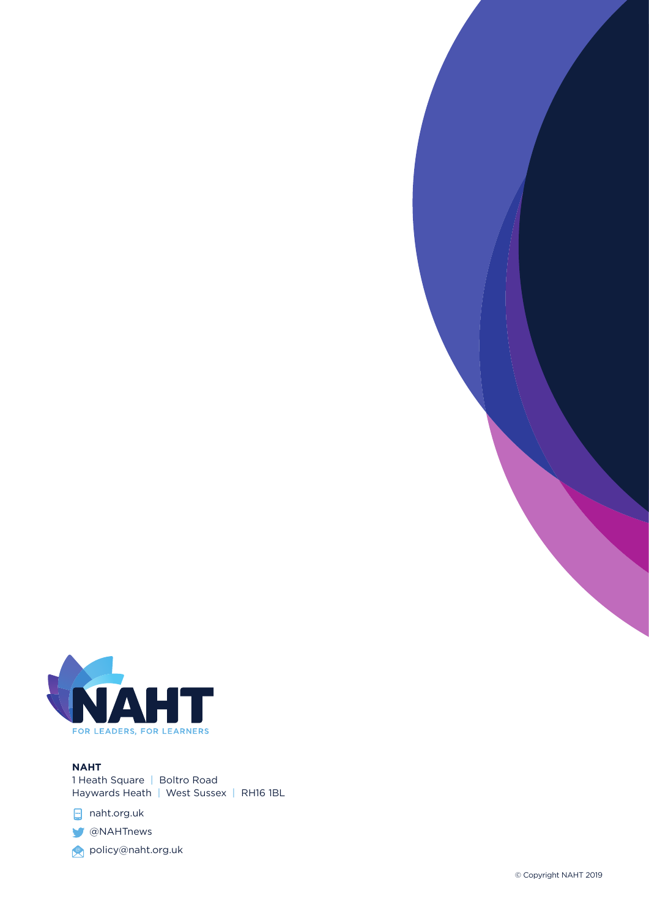NAHT

FOR LEADERS, FOR LEARNERS

**NAHT**
1 Heath Square | Boltro Road
Haywards Heath | West Sussex | RH16 1BL

naht.org.uk

@NAHTnews

policy@naht.org.uk

© Copyright NAHT 2019